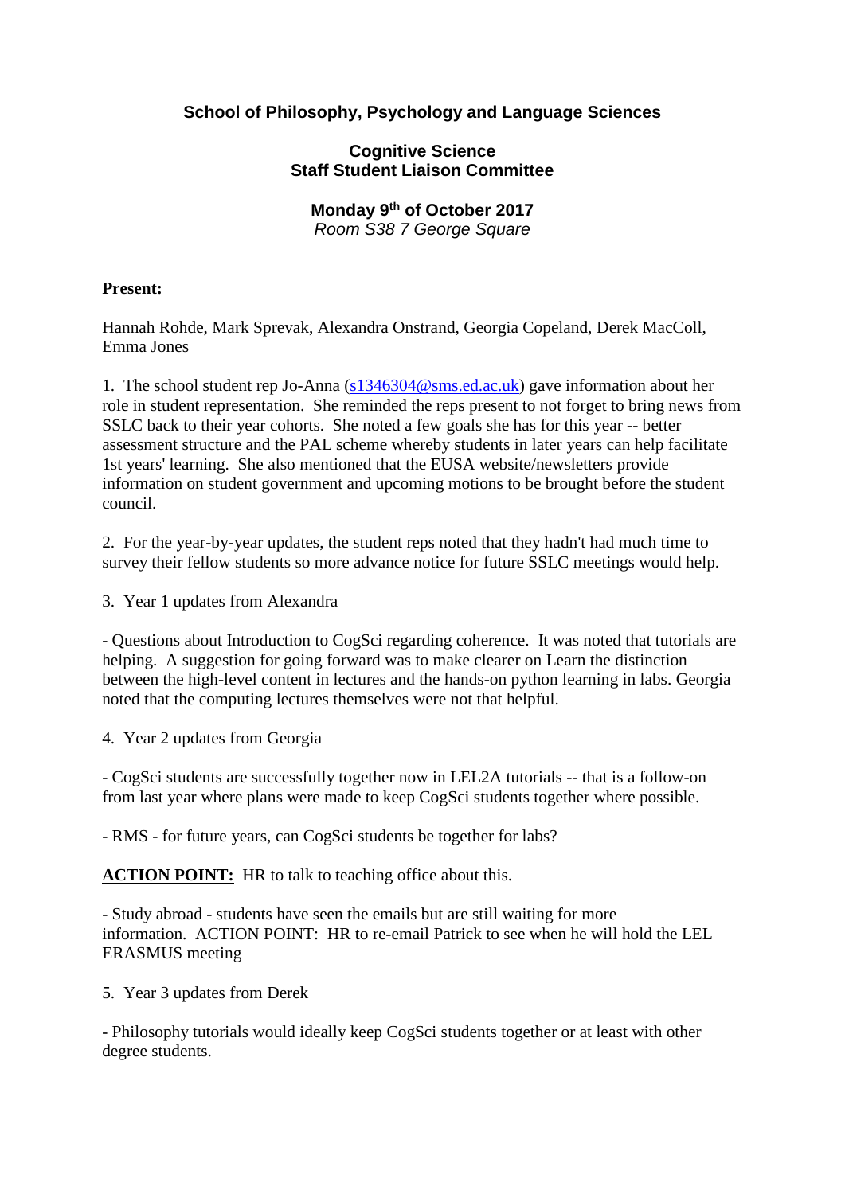**School of Philosophy, Psychology and Language Sciences**

**Cognitive Science**
**Staff Student Liaison Committee**

**Monday 9th of October 2017**
*Room S38 7 George Square*

**Present:**

Hannah Rohde, Mark Sprevak, Alexandra Onstrand, Georgia Copeland, Derek MacColl, Emma Jones

1. The school student rep Jo-Anna (s1346304@sms.ed.ac.uk) gave information about her role in student representation. She reminded the reps present to not forget to bring news from SSLC back to their year cohorts. She noted a few goals she has for this year -- better assessment structure and the PAL scheme whereby students in later years can help facilitate 1st years' learning. She also mentioned that the EUSA website/newsletters provide information on student government and upcoming motions to be brought before the student council.

2. For the year-by-year updates, the student reps noted that they hadn't had much time to survey their fellow students so more advance notice for future SSLC meetings would help.

3. Year 1 updates from Alexandra

- Questions about Introduction to CogSci regarding coherence. It was noted that tutorials are helping. A suggestion for going forward was to make clearer on Learn the distinction between the high-level content in lectures and the hands-on python learning in labs. Georgia noted that the computing lectures themselves were not that helpful.

4. Year 2 updates from Georgia

- CogSci students are successfully together now in LEL2A tutorials -- that is a follow-on from last year where plans were made to keep CogSci students together where possible.

- RMS - for future years, can CogSci students be together for labs?

**ACTION POINT:** HR to talk to teaching office about this.

- Study abroad - students have seen the emails but are still waiting for more information. ACTION POINT: HR to re-email Patrick to see when he will hold the LEL ERASMUS meeting

5. Year 3 updates from Derek

- Philosophy tutorials would ideally keep CogSci students together or at least with other degree students.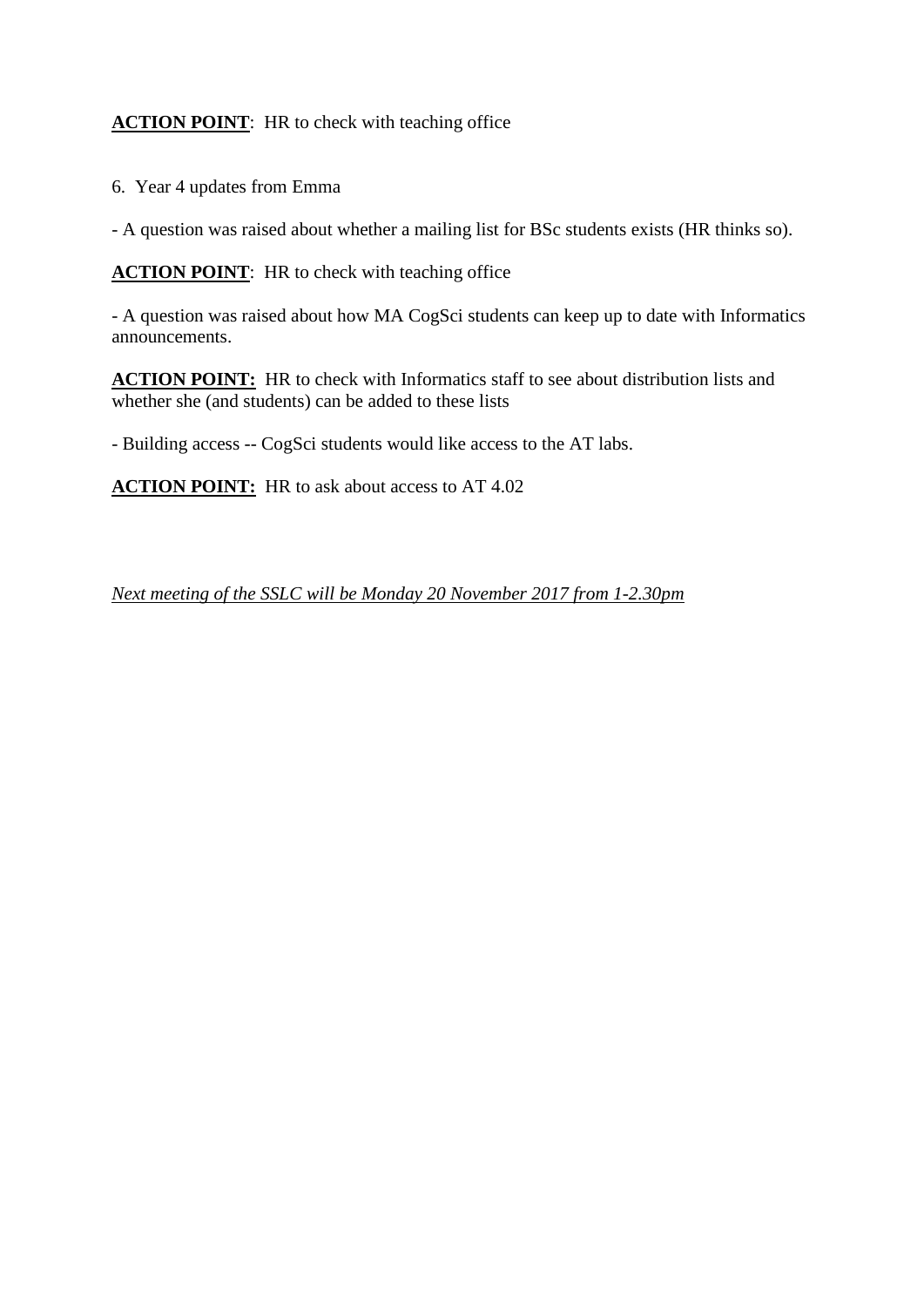**ACTION POINT**: HR to check with teaching office

6. Year 4 updates from Emma

- A question was raised about whether a mailing list for BSc students exists (HR thinks so).

**ACTION POINT**: HR to check with teaching office

- A question was raised about how MA CogSci students can keep up to date with Informatics announcements.

**ACTION POINT:** HR to check with Informatics staff to see about distribution lists and whether she (and students) can be added to these lists

- Building access -- CogSci students would like access to the AT labs.

**ACTION POINT:** HR to ask about access to AT 4.02

*Next meeting of the SSLC will be Monday 20 November 2017 from 1-2.30pm*